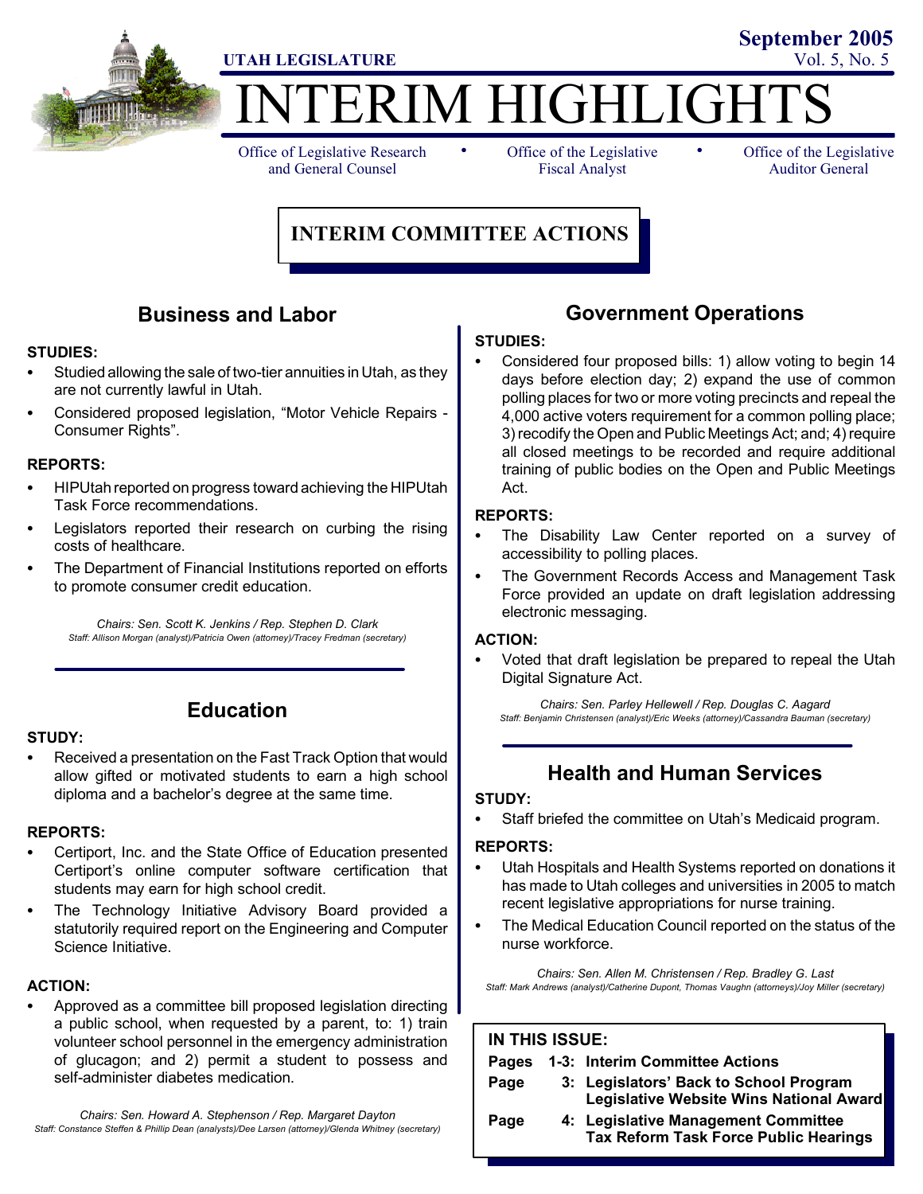UTAH LEGISLATURE

September 2005
Vol. 5, No. 5

# INTERIM HIGHLIGHTS

Office of Legislative Research and General Counsel • Office of the Legislative Fiscal Analyst • Office of the Legislative Auditor General

## INTERIM COMMITTEE ACTIONS

### Business and Labor

**STUDIES:**

- Studied allowing the sale of two-tier annuities in Utah, as they are not currently lawful in Utah.
- Considered proposed legislation, "Motor Vehicle Repairs - Consumer Rights".

**REPORTS:**

- HIPUtah reported on progress toward achieving the HIPUtah Task Force recommendations.
- Legislators reported their research on curbing the rising costs of healthcare.
- The Department of Financial Institutions reported on efforts to promote consumer credit education.

*Chairs: Sen. Scott K. Jenkins / Rep. Stephen D. Clark*
*Staff: Allison Morgan (analyst)/Patricia Owen (attorney)/Tracey Fredman (secretary)*

### Education

**STUDY:**

- Received a presentation on the Fast Track Option that would allow gifted or motivated students to earn a high school diploma and a bachelor's degree at the same time.

**REPORTS:**

- Certiport, Inc. and the State Office of Education presented Certiport's online computer software certification that students may earn for high school credit.
- The Technology Initiative Advisory Board provided a statutorily required report on the Engineering and Computer Science Initiative.

**ACTION:**

- Approved as a committee bill proposed legislation directing a public school, when requested by a parent, to: 1) train volunteer school personnel in the emergency administration of glucagon; and 2) permit a student to possess and self-administer diabetes medication.

*Chairs: Sen. Howard A. Stephenson / Rep. Margaret Dayton*
*Staff: Constance Steffen & Phillip Dean (analysts)/Dee Larsen (attorney)/Glenda Whitney (secretary)*

### Government Operations

**STUDIES:**

- Considered four proposed bills: 1) allow voting to begin 14 days before election day; 2) expand the use of common polling places for two or more voting precincts and repeal the 4,000 active voters requirement for a common polling place; 3) recodify the Open and Public Meetings Act; and; 4) require all closed meetings to be recorded and require additional training of public bodies on the Open and Public Meetings Act.

**REPORTS:**

- The Disability Law Center reported on a survey of accessibility to polling places.
- The Government Records Access and Management Task Force provided an update on draft legislation addressing electronic messaging.

**ACTION:**

- Voted that draft legislation be prepared to repeal the Utah Digital Signature Act.

*Chairs: Sen. Parley Hellewell / Rep. Douglas C. Aagard*
*Staff: Benjamin Christensen (analyst)/Eric Weeks (attorney)/Cassandra Bauman (secretary)*

### Health and Human Services

**STUDY:**

- Staff briefed the committee on Utah's Medicaid program.

**REPORTS:**

- Utah Hospitals and Health Systems reported on donations it has made to Utah colleges and universities in 2005 to match recent legislative appropriations for nurse training.
- The Medical Education Council reported on the status of the nurse workforce.

*Chairs: Sen. Allen M. Christensen / Rep. Bradley G. Last*
*Staff: Mark Andrews (analyst)/Catherine Dupont, Thomas Vaughn (attorneys)/Joy Miller (secretary)*

**IN THIS ISSUE:**

**Pages 1-3: Interim Committee Actions**
**Page 3: Legislators' Back to School Program**
**Legislative Website Wins National Award**
**Page 4: Legislative Management Committee**
**Tax Reform Task Force Public Hearings**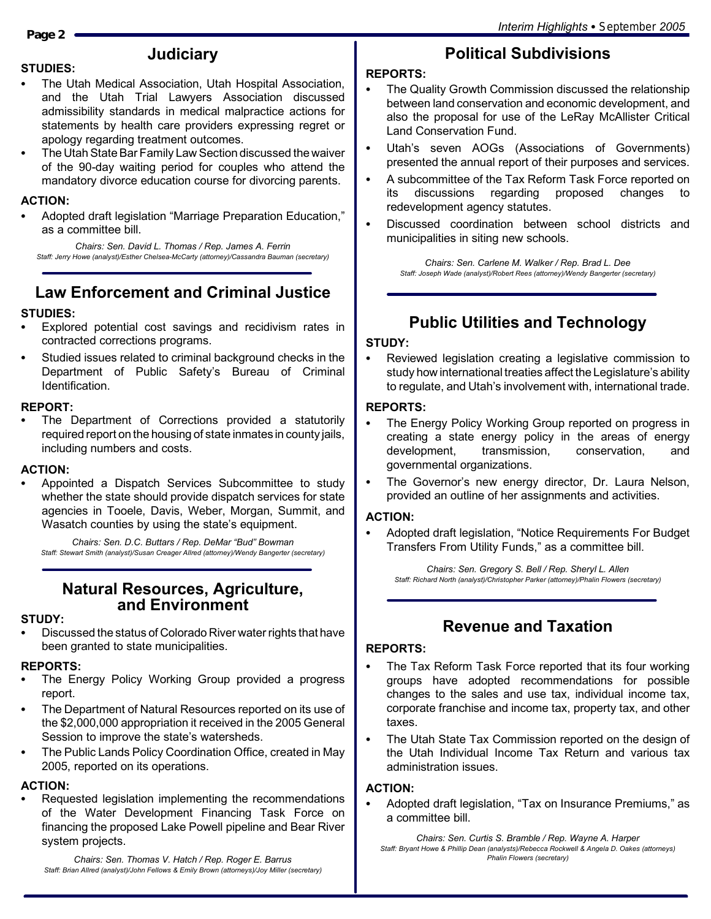## Judiciary

**STUDIES:**

- The Utah Medical Association, Utah Hospital Association, and the Utah Trial Lawyers Association discussed admissibility standards in medical malpractice actions for statements by health care providers expressing regret or apology regarding treatment outcomes.
- The Utah State Bar Family Law Section discussed the waiver of the 90-day waiting period for couples who attend the mandatory divorce education course for divorcing parents.

**ACTION:**

- Adopted draft legislation "Marriage Preparation Education," as a committee bill.

*Chairs: Sen. David L. Thomas / Rep. James A. Ferrin*
*Staff: Jerry Howe (analyst)/Esther Chelsea-McCarty (attorney)/Cassandra Bauman (secretary)*

## Law Enforcement and Criminal Justice

**STUDIES:**

- Explored potential cost savings and recidivism rates in contracted corrections programs.
- Studied issues related to criminal background checks in the Department of Public Safety's Bureau of Criminal Identification.

**REPORT:**

- The Department of Corrections provided a statutorily required report on the housing of state inmates in county jails, including numbers and costs.

**ACTION:**

- Appointed a Dispatch Services Subcommittee to study whether the state should provide dispatch services for state agencies in Tooele, Davis, Weber, Morgan, Summit, and Wasatch counties by using the state's equipment.

*Chairs: Sen. D.C. Buttars / Rep. DeMar "Bud" Bowman*
*Staff: Stewart Smith (analyst)/Susan Creager Allred (attorney)/Wendy Bangerter (secretary)*

## Natural Resources, Agriculture, and Environment

**STUDY:**

- Discussed the status of Colorado River water rights that have been granted to state municipalities.

**REPORTS:**

- The Energy Policy Working Group provided a progress report.
- The Department of Natural Resources reported on its use of the $2,000,000 appropriation it received in the 2005 General Session to improve the state's watersheds.
- The Public Lands Policy Coordination Office, created in May 2005, reported on its operations.

**ACTION:**

- Requested legislation implementing the recommendations of the Water Development Financing Task Force on financing the proposed Lake Powell pipeline and Bear River system projects.

*Chairs: Sen. Thomas V. Hatch / Rep. Roger E. Barrus*
*Staff: Brian Allred (analyst)/John Fellows & Emily Brown (attorneys)/Joy Miller (secretary)*

## Political Subdivisions

**REPORTS:**

- The Quality Growth Commission discussed the relationship between land conservation and economic development, and also the proposal for use of the LeRay McAllister Critical Land Conservation Fund.
- Utah's seven AOGs (Associations of Governments) presented the annual report of their purposes and services.
- A subcommittee of the Tax Reform Task Force reported on its discussions regarding proposed changes to redevelopment agency statutes.
- Discussed coordination between school districts and municipalities in siting new schools.

*Chairs: Sen. Carlene M. Walker / Rep. Brad L. Dee*
*Staff: Joseph Wade (analyst)/Robert Rees (attorney)/Wendy Bangerter (secretary)*

## Public Utilities and Technology

**STUDY:**

- Reviewed legislation creating a legislative commission to study how international treaties affect the Legislature's ability to regulate, and Utah's involvement with, international trade.

**REPORTS:**

- The Energy Policy Working Group reported on progress in creating a state energy policy in the areas of energy development, transmission, conservation, and governmental organizations.
- The Governor's new energy director, Dr. Laura Nelson, provided an outline of her assignments and activities.

**ACTION:**

- Adopted draft legislation, "Notice Requirements For Budget Transfers From Utility Funds," as a committee bill.

*Chairs: Sen. Gregory S. Bell / Rep. Sheryl L. Allen*
*Staff: Richard North (analyst)/Christopher Parker (attorney)/Phalin Flowers (secretary)*

## Revenue and Taxation

**REPORTS:**

- The Tax Reform Task Force reported that its four working groups have adopted recommendations for possible changes to the sales and use tax, individual income tax, corporate franchise and income tax, property tax, and other taxes.
- The Utah State Tax Commission reported on the design of the Utah Individual Income Tax Return and various tax administration issues.

**ACTION:**

- Adopted draft legislation, "Tax on Insurance Premiums," as a committee bill.

*Chairs: Sen. Curtis S. Bramble / Rep. Wayne A. Harper*
*Staff: Bryant Howe & Phillip Dean (analysts)/Rebecca Rockwell & Angela D. Oakes (attorneys) Phalin Flowers (secretary)*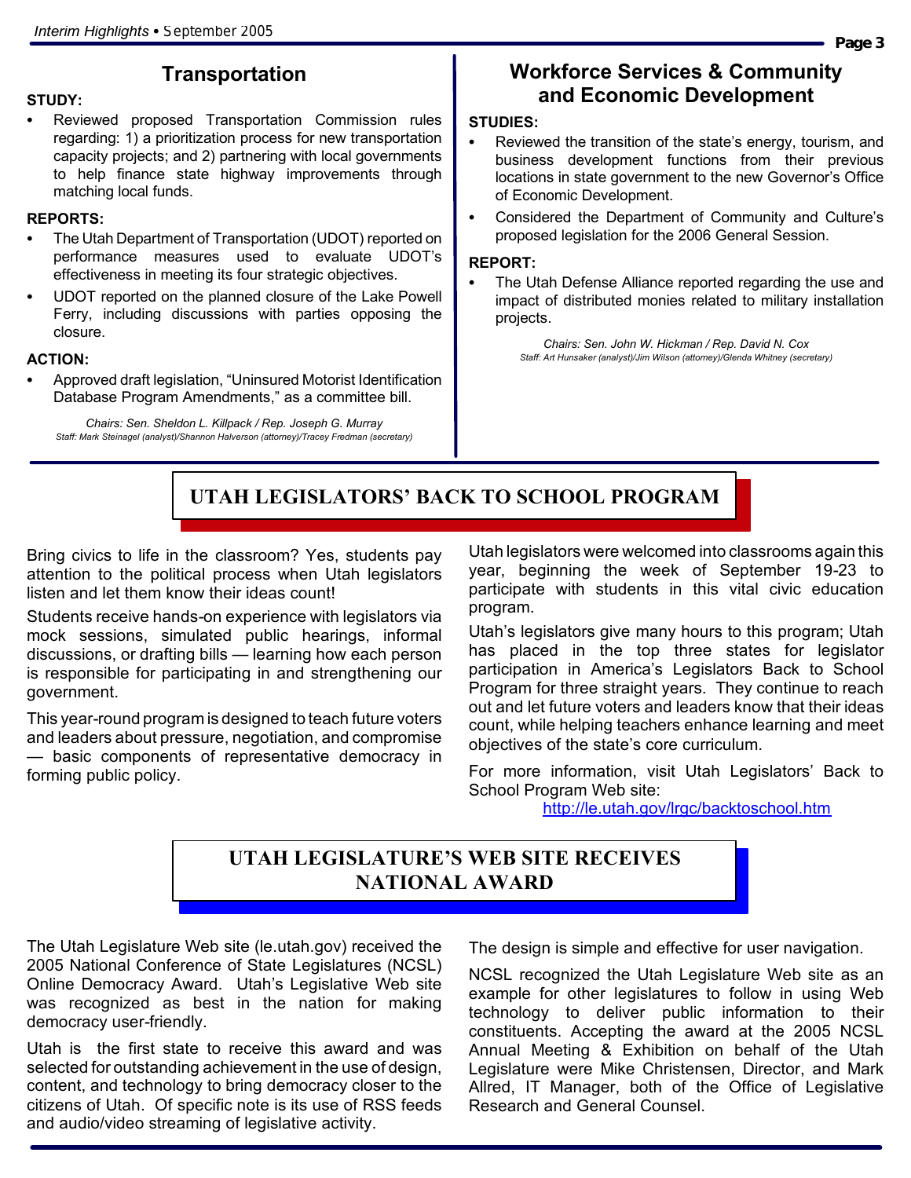## Transportation

**STUDY:**

- Reviewed proposed Transportation Commission rules regarding: 1) a prioritization process for new transportation capacity projects; and 2) partnering with local governments to help finance state highway improvements through matching local funds.

**REPORTS:**

- The Utah Department of Transportation (UDOT) reported on performance measures used to evaluate UDOT's effectiveness in meeting its four strategic objectives.
- UDOT reported on the planned closure of the Lake Powell Ferry, including discussions with parties opposing the closure.

**ACTION:**

- Approved draft legislation, "Uninsured Motorist Identification Database Program Amendments," as a committee bill.

*Chairs: Sen. Sheldon L. Killpack / Rep. Joseph G. Murray*
*Staff: Mark Steinagel (analyst)/Shannon Halverson (attorney)/Tracey Fredman (secretary)*

## Workforce Services & Community and Economic Development

**STUDIES:**

- Reviewed the transition of the state's energy, tourism, and business development functions from their previous locations in state government to the new Governor's Office of Economic Development.
- Considered the Department of Community and Culture's proposed legislation for the 2006 General Session.

**REPORT:**

- The Utah Defense Alliance reported regarding the use and impact of distributed monies related to military installation projects.

*Chairs: Sen. John W. Hickman / Rep. David N. Cox*
*Staff: Art Hunsaker (analyst)/Jim Wilson (attorney)/Glenda Whitney (secretary)*

## UTAH LEGISLATORS' BACK TO SCHOOL PROGRAM

Bring civics to life in the classroom? Yes, students pay attention to the political process when Utah legislators listen and let them know their ideas count!

Students receive hands-on experience with legislators via mock sessions, simulated public hearings, informal discussions, or drafting bills — learning how each person is responsible for participating in and strengthening our government.

This year-round program is designed to teach future voters and leaders about pressure, negotiation, and compromise — basic components of representative democracy in forming public policy.

Utah legislators were welcomed into classrooms again this year, beginning the week of September 19-23 to participate with students in this vital civic education program.

Utah's legislators give many hours to this program; Utah has placed in the top three states for legislator participation in America's Legislators Back to School Program for three straight years. They continue to reach out and let future voters and leaders know that their ideas count, while helping teachers enhance learning and meet objectives of the state's core curriculum.

For more information, visit Utah Legislators' Back to School Program Web site:
http://le.utah.gov/lrgc/backtoschool.htm

## UTAH LEGISLATURE'S WEB SITE RECEIVES NATIONAL AWARD

The Utah Legislature Web site (le.utah.gov) received the 2005 National Conference of State Legislatures (NCSL) Online Democracy Award. Utah's Legislative Web site was recognized as best in the nation for making democracy user-friendly.

Utah is the first state to receive this award and was selected for outstanding achievement in the use of design, content, and technology to bring democracy closer to the citizens of Utah. Of specific note is its use of RSS feeds and audio/video streaming of legislative activity.

The design is simple and effective for user navigation.

NCSL recognized the Utah Legislature Web site as an example for other legislatures to follow in using Web technology to deliver public information to their constituents. Accepting the award at the 2005 NCSL Annual Meeting & Exhibition on behalf of the Utah Legislature were Mike Christensen, Director, and Mark Allred, IT Manager, both of the Office of Legislative Research and General Counsel.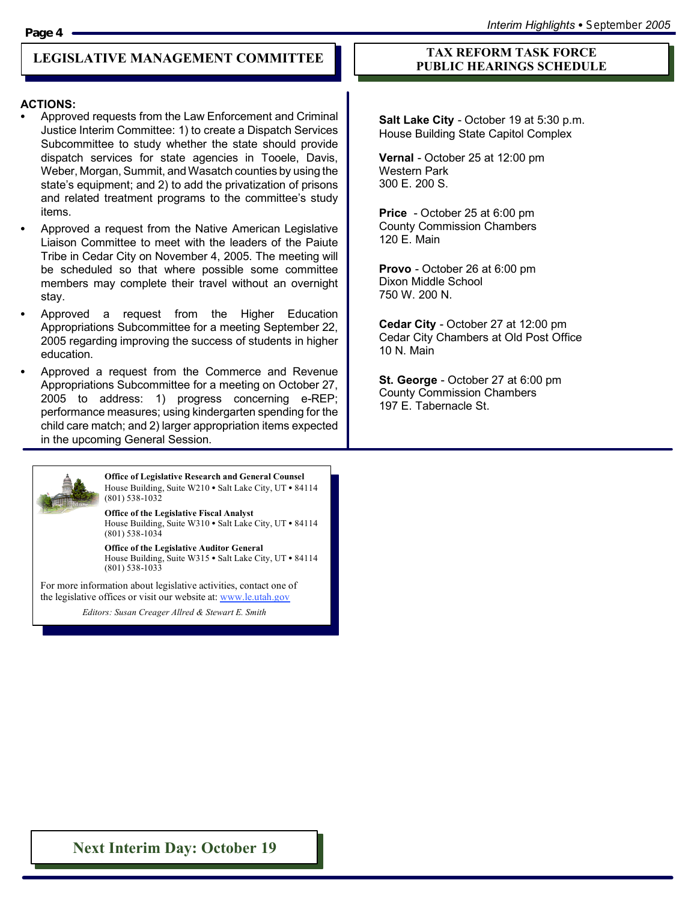## LEGISLATIVE MANAGEMENT COMMITTEE

**ACTIONS:**

- Approved requests from the Law Enforcement and Criminal Justice Interim Committee: 1) to create a Dispatch Services Subcommittee to study whether the state should provide dispatch services for state agencies in Tooele, Davis, Weber, Morgan, Summit, and Wasatch counties by using the state's equipment; and 2) to add the privatization of prisons and related treatment programs to the committee's study items.
- Approved a request from the Native American Legislative Liaison Committee to meet with the leaders of the Paiute Tribe in Cedar City on November 4, 2005. The meeting will be scheduled so that where possible some committee members may complete their travel without an overnight stay.
- Approved a request from the Higher Education Appropriations Subcommittee for a meeting September 22, 2005 regarding improving the success of students in higher education.
- Approved a request from the Commerce and Revenue Appropriations Subcommittee for a meeting on October 27, 2005 to address: 1) progress concerning e-REP; performance measures; using kindergarten spending for the child care match; and 2) larger appropriation items expected in the upcoming General Session.

## TAX REFORM TASK FORCE PUBLIC HEARINGS SCHEDULE

**Salt Lake City** - October 19 at 5:30 p.m.
House Building State Capitol Complex

**Vernal** - October 25 at 12:00 pm
Western Park
300 E. 200 S.

**Price** - October 25 at 6:00 pm
County Commission Chambers
120 E. Main

**Provo** - October 26 at 6:00 pm
Dixon Middle School
750 W. 200 N.

**Cedar City** - October 27 at 12:00 pm
Cedar City Chambers at Old Post Office
10 N. Main

**St. George** - October 27 at 6:00 pm
County Commission Chambers
197 E. Tabernacle St.

**Office of Legislative Research and General Counsel**
House Building, Suite W210 • Salt Lake City, UT • 84114
(801) 538-1032

**Office of the Legislative Fiscal Analyst**
House Building, Suite W310 • Salt Lake City, UT • 84114
(801) 538-1034

**Office of the Legislative Auditor General**
House Building, Suite W315 • Salt Lake City, UT • 84114
(801) 538-1033

For more information about legislative activities, contact one of the legislative offices or visit our website at: www.le.utah.gov

*Editors: Susan Creager Allred & Stewart E. Smith*

**Next Interim Day: October 19**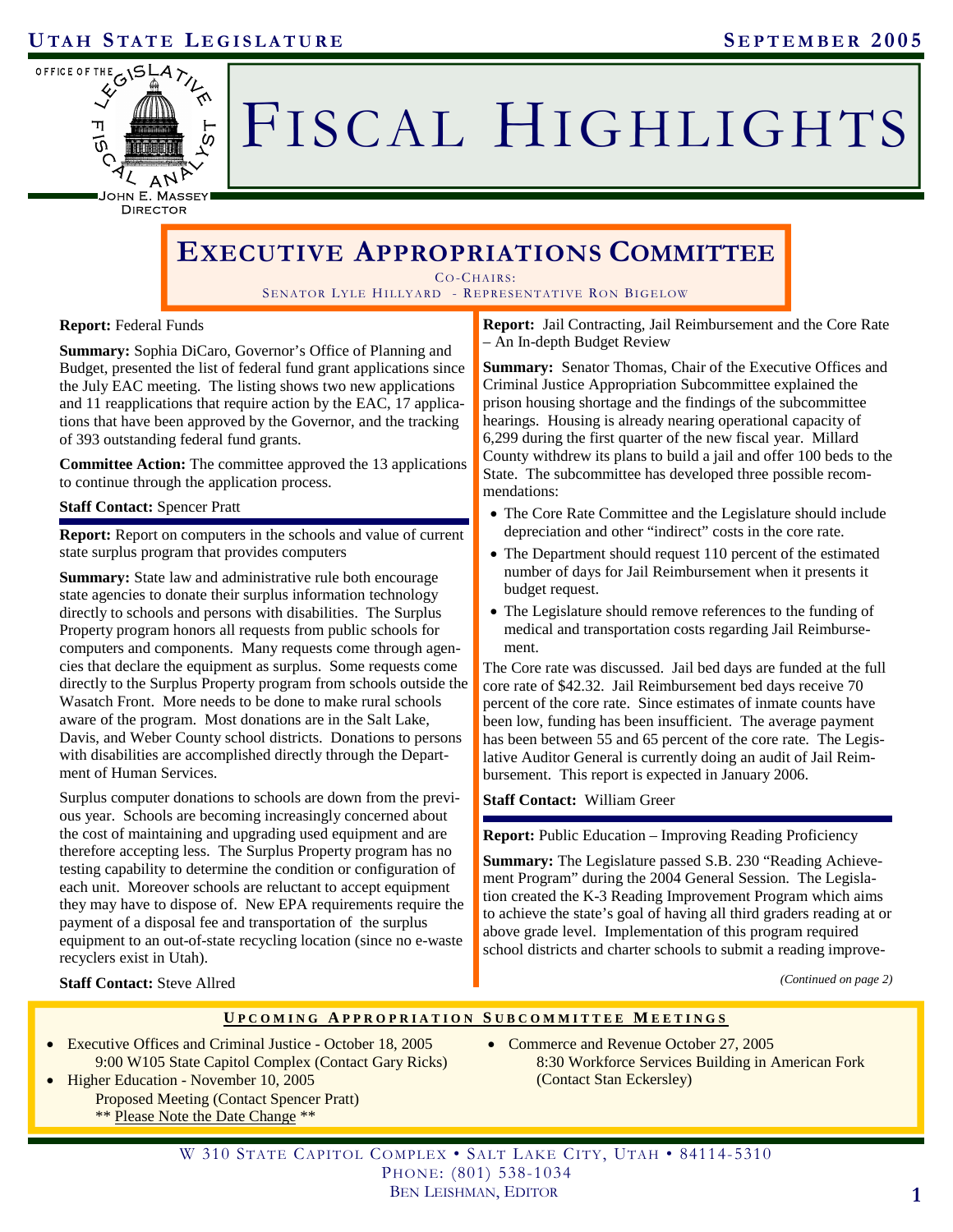UTAH STATE LEGISLATURE — SEPTEMBER 2005

OFFICE OF THE LEGISLATIVE FISCAL ANALYST
JOHN E. MASSEY
DIRECTOR

# FISCAL HIGHLIGHTS

## EXECUTIVE APPROPRIATIONS COMMITTEE

CO-CHAIRS:
SENATOR LYLE HILLYARD - REPRESENTATIVE RON BIGELOW

**Report:** Federal Funds

**Summary:** Sophia DiCaro, Governor's Office of Planning and Budget, presented the list of federal fund grant applications since the July EAC meeting. The listing shows two new applications and 11 reapplications that require action by the EAC, 17 applications that have been approved by the Governor, and the tracking of 393 outstanding federal fund grants.

**Committee Action:** The committee approved the 13 applications to continue through the application process.

**Staff Contact:** Spencer Pratt

---

**Report:** Report on computers in the schools and value of current state surplus program that provides computers

**Summary:** State law and administrative rule both encourage state agencies to donate their surplus information technology directly to schools and persons with disabilities. The Surplus Property program honors all requests from public schools for computers and components. Many requests come through agencies that declare the equipment as surplus. Some requests come directly to the Surplus Property program from schools outside the Wasatch Front. More needs to be done to make rural schools aware of the program. Most donations are in the Salt Lake, Davis, and Weber County school districts. Donations to persons with disabilities are accomplished directly through the Department of Human Services.

Surplus computer donations to schools are down from the previous year. Schools are becoming increasingly concerned about the cost of maintaining and upgrading used equipment and are therefore accepting less. The Surplus Property program has no testing capability to determine the condition or configuration of each unit. Moreover schools are reluctant to accept equipment they may have to dispose of. New EPA requirements require the payment of a disposal fee and transportation of the surplus equipment to an out-of-state recycling location (since no e-waste recyclers exist in Utah).

**Staff Contact:** Steve Allred

---

**Report:** Jail Contracting, Jail Reimbursement and the Core Rate – An In-depth Budget Review

**Summary:** Senator Thomas, Chair of the Executive Offices and Criminal Justice Appropriation Subcommittee explained the prison housing shortage and the findings of the subcommittee hearings. Housing is already nearing operational capacity of 6,299 during the first quarter of the new fiscal year. Millard County withdrew its plans to build a jail and offer 100 beds to the State. The subcommittee has developed three possible recommendations:

- The Core Rate Committee and the Legislature should include depreciation and other "indirect" costs in the core rate.
- The Department should request 110 percent of the estimated number of days for Jail Reimbursement when it presents it budget request.
- The Legislature should remove references to the funding of medical and transportation costs regarding Jail Reimbursement.

The Core rate was discussed. Jail bed days are funded at the full core rate of $42.32. Jail Reimbursement bed days receive 70 percent of the core rate. Since estimates of inmate counts have been low, funding has been insufficient. The average payment has been between 55 and 65 percent of the core rate. The Legislative Auditor General is currently doing an audit of Jail Reimbursement. This report is expected in January 2006.

**Staff Contact:** William Greer

---

**Report:** Public Education – Improving Reading Proficiency

**Summary:** The Legislature passed S.B. 230 "Reading Achievement Program" during the 2004 General Session. The Legislation created the K-3 Reading Improvement Program which aims to achieve the state's goal of having all third graders reading at or above grade level. Implementation of this program required school districts and charter schools to submit a reading improve-

*(Continued on page 2)*

### UPCOMING APPROPRIATION SUBCOMMITTEE MEETINGS

- Executive Offices and Criminal Justice - October 18, 2005
  9:00 W105 State Capitol Complex (Contact Gary Ricks)
- Higher Education - November 10, 2005
  Proposed Meeting (Contact Spencer Pratt)
  ** Please Note the Date Change **
- Commerce and Revenue October 27, 2005
  8:30 Workforce Services Building in American Fork
  (Contact Stan Eckersley)

W 310 STATE CAPITOL COMPLEX • SALT LAKE CITY, UTAH • 84114-5310
PHONE: (801) 538-1034
BEN LEISHMAN, EDITOR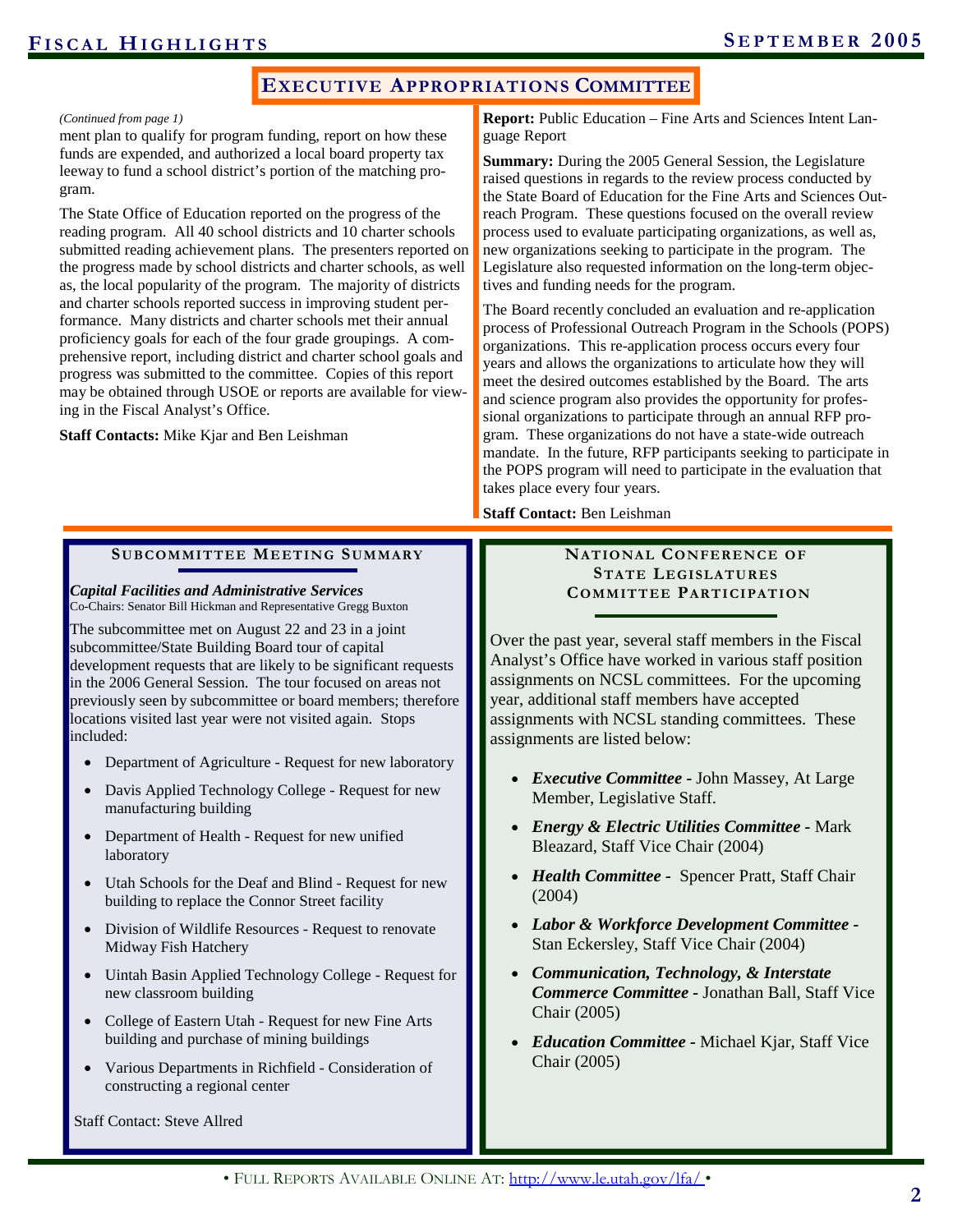## Executive Appropriations Committee

*(Continued from page 1)*

ment plan to qualify for program funding, report on how these funds are expended, and authorized a local board property tax leeway to fund a school district's portion of the matching program.

The State Office of Education reported on the progress of the reading program. All 40 school districts and 10 charter schools submitted reading achievement plans. The presenters reported on the progress made by school districts and charter schools, as well as, the local popularity of the program. The majority of districts and charter schools reported success in improving student performance. Many districts and charter schools met their annual proficiency goals for each of the four grade groupings. A comprehensive report, including district and charter school goals and progress was submitted to the committee. Copies of this report may be obtained through USOE or reports are available for viewing in the Fiscal Analyst's Office.

**Staff Contacts:** Mike Kjar and Ben Leishman

**Report:** Public Education – Fine Arts and Sciences Intent Language Report

**Summary:** During the 2005 General Session, the Legislature raised questions in regards to the review process conducted by the State Board of Education for the Fine Arts and Sciences Outreach Program. These questions focused on the overall review process used to evaluate participating organizations, as well as, new organizations seeking to participate in the program. The Legislature also requested information on the long-term objectives and funding needs for the program.

The Board recently concluded an evaluation and re-application process of Professional Outreach Program in the Schools (POPS) organizations. This re-application process occurs every four years and allows the organizations to articulate how they will meet the desired outcomes established by the Board. The arts and science program also provides the opportunity for professional organizations to participate through an annual RFP program. These organizations do not have a state-wide outreach mandate. In the future, RFP participants seeking to participate in the POPS program will need to participate in the evaluation that takes place every four years.

**Staff Contact:** Ben Leishman

## Subcommittee Meeting Summary

***Capital Facilities and Administrative Services***
Co-Chairs: Senator Bill Hickman and Representative Gregg Buxton

The subcommittee met on August 22 and 23 in a joint subcommittee/State Building Board tour of capital development requests that are likely to be significant requests in the 2006 General Session. The tour focused on areas not previously seen by subcommittee or board members; therefore locations visited last year were not visited again. Stops included:

- Department of Agriculture - Request for new laboratory
- Davis Applied Technology College - Request for new manufacturing building
- Department of Health - Request for new unified laboratory
- Utah Schools for the Deaf and Blind - Request for new building to replace the Connor Street facility
- Division of Wildlife Resources - Request to renovate Midway Fish Hatchery
- Uintah Basin Applied Technology College - Request for new classroom building
- College of Eastern Utah - Request for new Fine Arts building and purchase of mining buildings
- Various Departments in Richfield - Consideration of constructing a regional center

Staff Contact: Steve Allred

## National Conference of State Legislatures Committee Participation

Over the past year, several staff members in the Fiscal Analyst's Office have worked in various staff position assignments on NCSL committees. For the upcoming year, additional staff members have accepted assignments with NCSL standing committees. These assignments are listed below:

- ***Executive Committee*** **-** John Massey, At Large Member, Legislative Staff.
- ***Energy & Electric Utilities Committee*** **-** Mark Bleazard, Staff Vice Chair (2004)
- ***Health Committee*** **-** Spencer Pratt, Staff Chair (2004)
- ***Labor & Workforce Development Committee*** **-** Stan Eckersley, Staff Vice Chair (2004)
- ***Communication, Technology, & Interstate Commerce Committee*** **-** Jonathan Ball, Staff Vice Chair (2005)
- ***Education Committee*** **-** Michael Kjar, Staff Vice Chair (2005)

• Full Reports Available Online At: http://www.le.utah.gov/lfa/ •